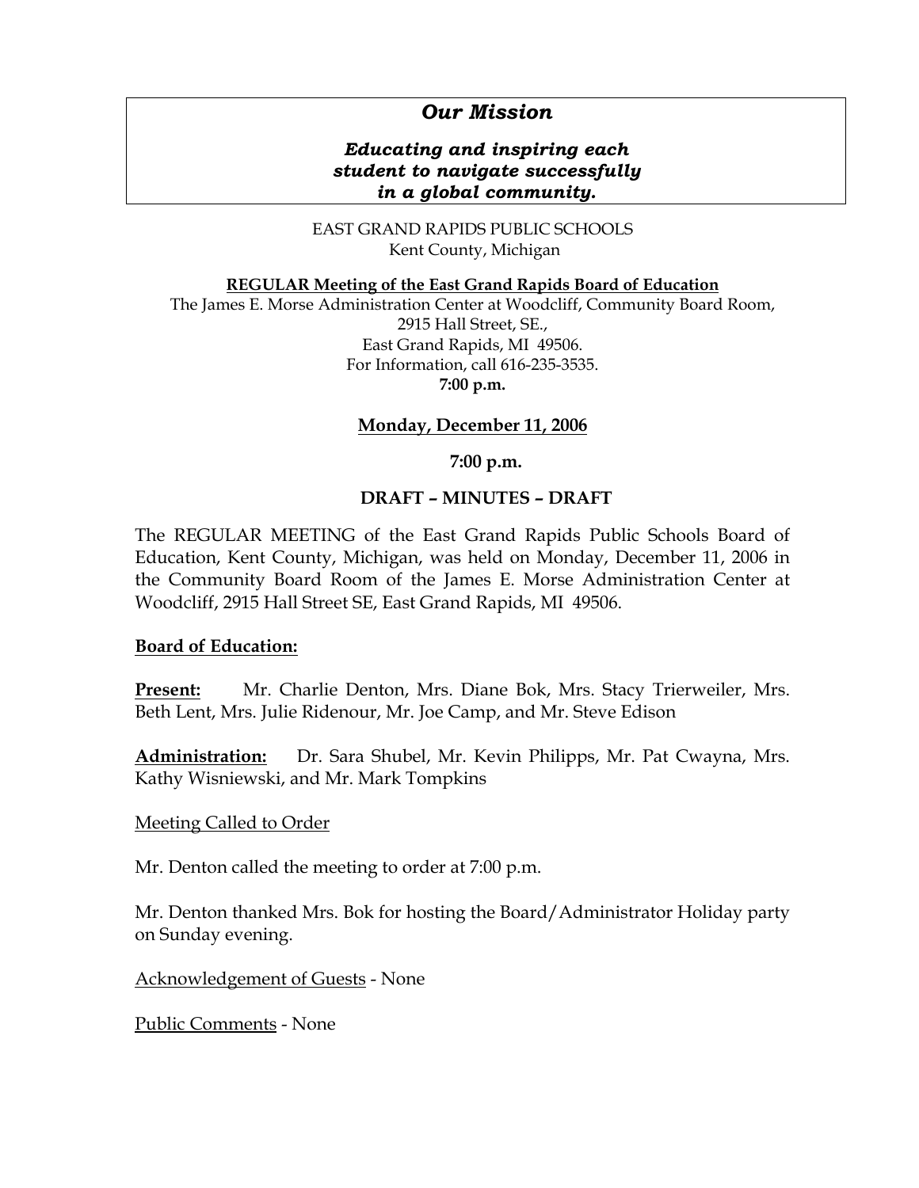***Our Mission***

***Educating and inspiring each student to navigate successfully in a global community.***

EAST GRAND RAPIDS PUBLIC SCHOOLS
Kent County, Michigan

**<u>REGULAR Meeting of the East Grand Rapids Board of Education</u>**
The James E. Morse Administration Center at Woodcliff, Community Board Room,
2915 Hall Street, SE.,
East Grand Rapids, MI 49506.
For Information, call 616-235-3535.
**7:00 p.m.**

**<u>Monday, December 11, 2006</u>**

**7:00 p.m.**

**DRAFT – MINUTES – DRAFT**

The REGULAR MEETING of the East Grand Rapids Public Schools Board of Education, Kent County, Michigan, was held on Monday, December 11, 2006 in the Community Board Room of the James E. Morse Administration Center at Woodcliff, 2915 Hall Street SE, East Grand Rapids, MI 49506.

**<u>Board of Education:</u>**

**<u>Present:</u>** Mr. Charlie Denton, Mrs. Diane Bok, Mrs. Stacy Trierweiler, Mrs. Beth Lent, Mrs. Julie Ridenour, Mr. Joe Camp, and Mr. Steve Edison

**<u>Administration:</u>** Dr. Sara Shubel, Mr. Kevin Philipps, Mr. Pat Cwayna, Mrs. Kathy Wisniewski, and Mr. Mark Tompkins

<u>Meeting Called to Order</u>

Mr. Denton called the meeting to order at 7:00 p.m.

Mr. Denton thanked Mrs. Bok for hosting the Board/Administrator Holiday party on Sunday evening.

<u>Acknowledgement of Guests</u> - None

<u>Public Comments</u> - None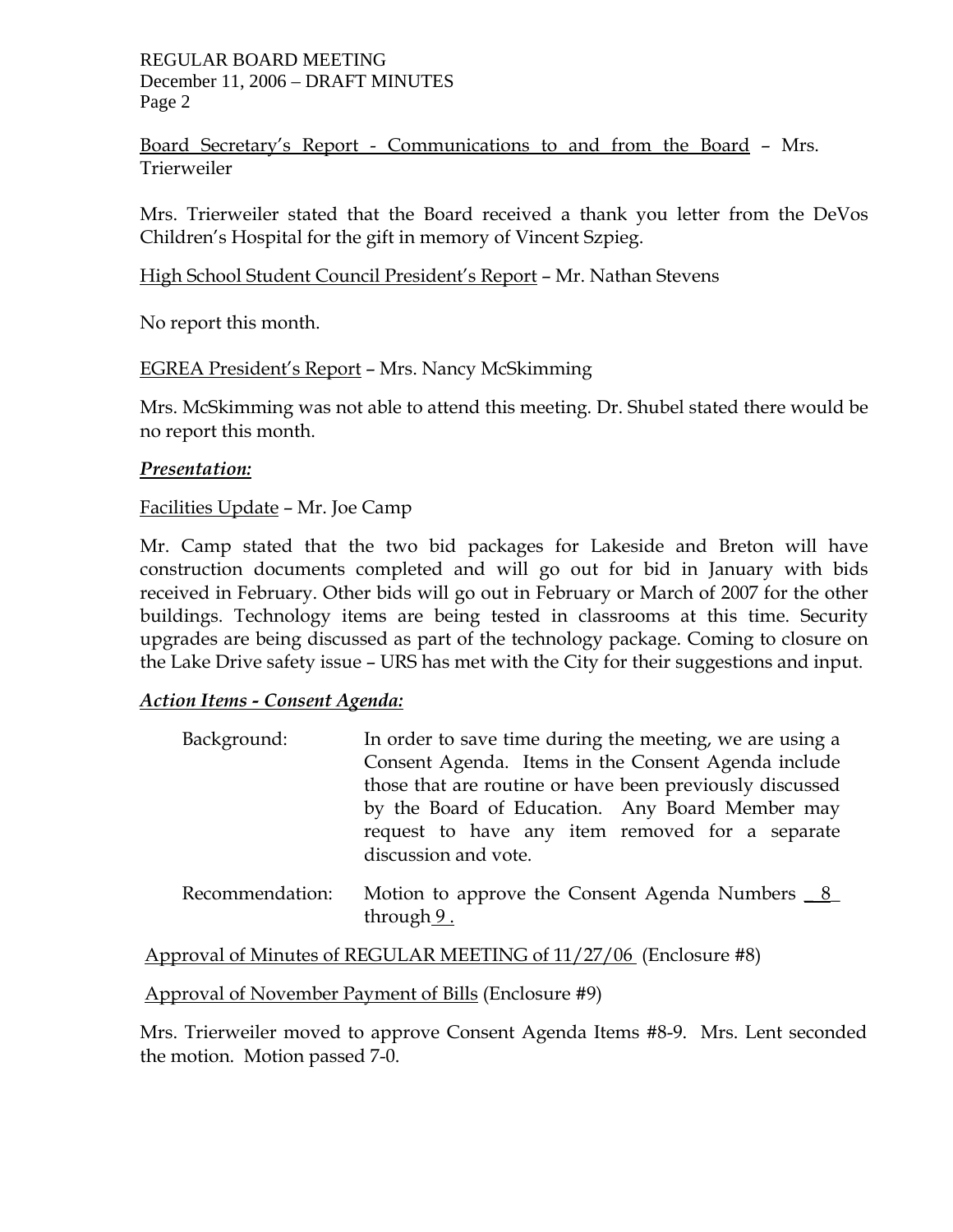Board Secretary's Report - Communications to and from the Board – Mrs. Trierweiler

Mrs. Trierweiler stated that the Board received a thank you letter from the DeVos Children's Hospital for the gift in memory of Vincent Szpieg.

High School Student Council President's Report – Mr. Nathan Stevens

No report this month.

EGREA President's Report – Mrs. Nancy McSkimming

Mrs. McSkimming was not able to attend this meeting. Dr. Shubel stated there would be no report this month.

***Presentation:***

Facilities Update – Mr. Joe Camp

Mr. Camp stated that the two bid packages for Lakeside and Breton will have construction documents completed and will go out for bid in January with bids received in February. Other bids will go out in February or March of 2007 for the other buildings. Technology items are being tested in classrooms at this time. Security upgrades are being discussed as part of the technology package. Coming to closure on the Lake Drive safety issue – URS has met with the City for their suggestions and input.

***Action Items - Consent Agenda:***

Background: In order to save time during the meeting, we are using a Consent Agenda. Items in the Consent Agenda include those that are routine or have been previously discussed by the Board of Education. Any Board Member may request to have any item removed for a separate discussion and vote.

Recommendation: Motion to approve the Consent Agenda Numbers 8 through 9.

Approval of Minutes of REGULAR MEETING of 11/27/06 (Enclosure #8)

Approval of November Payment of Bills (Enclosure #9)

Mrs. Trierweiler moved to approve Consent Agenda Items #8-9. Mrs. Lent seconded the motion. Motion passed 7-0.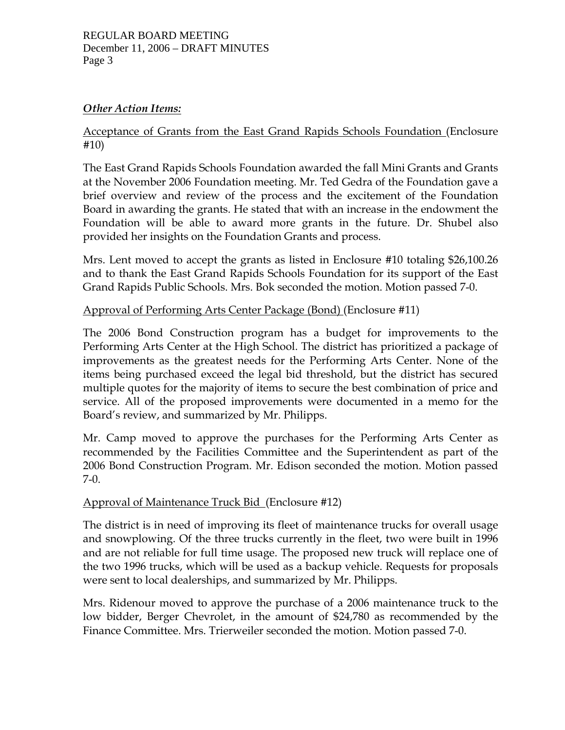### ***Other Action Items:***

Acceptance of Grants from the East Grand Rapids Schools Foundation (Enclosure #10)

The East Grand Rapids Schools Foundation awarded the fall Mini Grants and Grants at the November 2006 Foundation meeting. Mr. Ted Gedra of the Foundation gave a brief overview and review of the process and the excitement of the Foundation Board in awarding the grants. He stated that with an increase in the endowment the Foundation will be able to award more grants in the future. Dr. Shubel also provided her insights on the Foundation Grants and process.

Mrs. Lent moved to accept the grants as listed in Enclosure #10 totaling $26,100.26 and to thank the East Grand Rapids Schools Foundation for its support of the East Grand Rapids Public Schools. Mrs. Bok seconded the motion. Motion passed 7-0.

Approval of Performing Arts Center Package (Bond) (Enclosure #11)

The 2006 Bond Construction program has a budget for improvements to the Performing Arts Center at the High School. The district has prioritized a package of improvements as the greatest needs for the Performing Arts Center. None of the items being purchased exceed the legal bid threshold, but the district has secured multiple quotes for the majority of items to secure the best combination of price and service. All of the proposed improvements were documented in a memo for the Board's review, and summarized by Mr. Philipps.

Mr. Camp moved to approve the purchases for the Performing Arts Center as recommended by the Facilities Committee and the Superintendent as part of the 2006 Bond Construction Program. Mr. Edison seconded the motion. Motion passed 7-0.

Approval of Maintenance Truck Bid (Enclosure #12)

The district is in need of improving its fleet of maintenance trucks for overall usage and snowplowing. Of the three trucks currently in the fleet, two were built in 1996 and are not reliable for full time usage. The proposed new truck will replace one of the two 1996 trucks, which will be used as a backup vehicle. Requests for proposals were sent to local dealerships, and summarized by Mr. Philipps.

Mrs. Ridenour moved to approve the purchase of a 2006 maintenance truck to the low bidder, Berger Chevrolet, in the amount of $24,780 as recommended by the Finance Committee. Mrs. Trierweiler seconded the motion. Motion passed 7-0.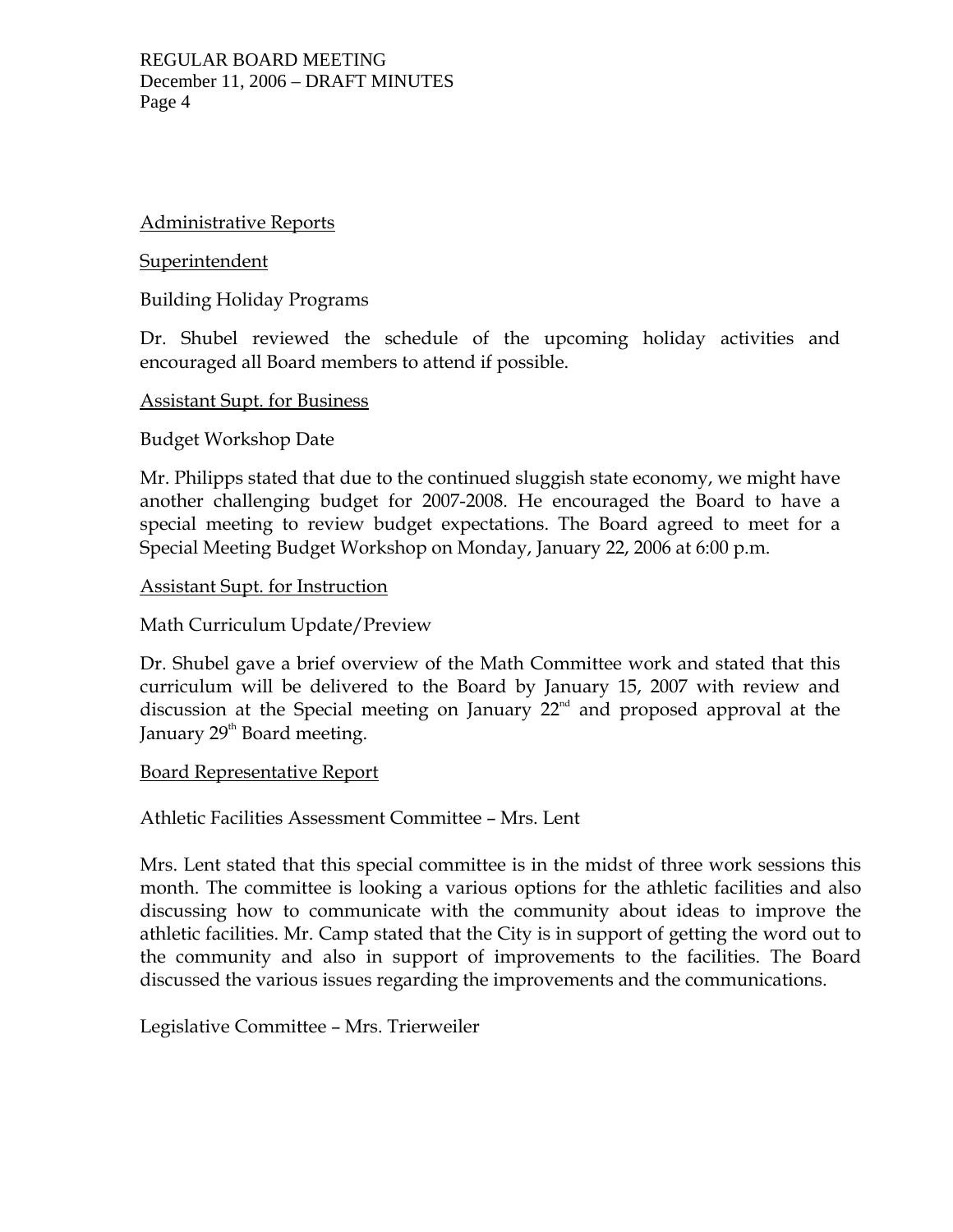Administrative Reports

Superintendent

Building Holiday Programs

Dr. Shubel reviewed the schedule of the upcoming holiday activities and encouraged all Board members to attend if possible.

Assistant Supt. for Business

Budget Workshop Date

Mr. Philipps stated that due to the continued sluggish state economy, we might have another challenging budget for 2007-2008. He encouraged the Board to have a special meeting to review budget expectations. The Board agreed to meet for a Special Meeting Budget Workshop on Monday, January 22, 2006 at 6:00 p.m.

Assistant Supt. for Instruction

Math Curriculum Update/Preview

Dr. Shubel gave a brief overview of the Math Committee work and stated that this curriculum will be delivered to the Board by January 15, 2007 with review and discussion at the Special meeting on January 22nd and proposed approval at the January 29th Board meeting.

Board Representative Report

Athletic Facilities Assessment Committee – Mrs. Lent

Mrs. Lent stated that this special committee is in the midst of three work sessions this month. The committee is looking a various options for the athletic facilities and also discussing how to communicate with the community about ideas to improve the athletic facilities. Mr. Camp stated that the City is in support of getting the word out to the community and also in support of improvements to the facilities. The Board discussed the various issues regarding the improvements and the communications.

Legislative Committee – Mrs. Trierweiler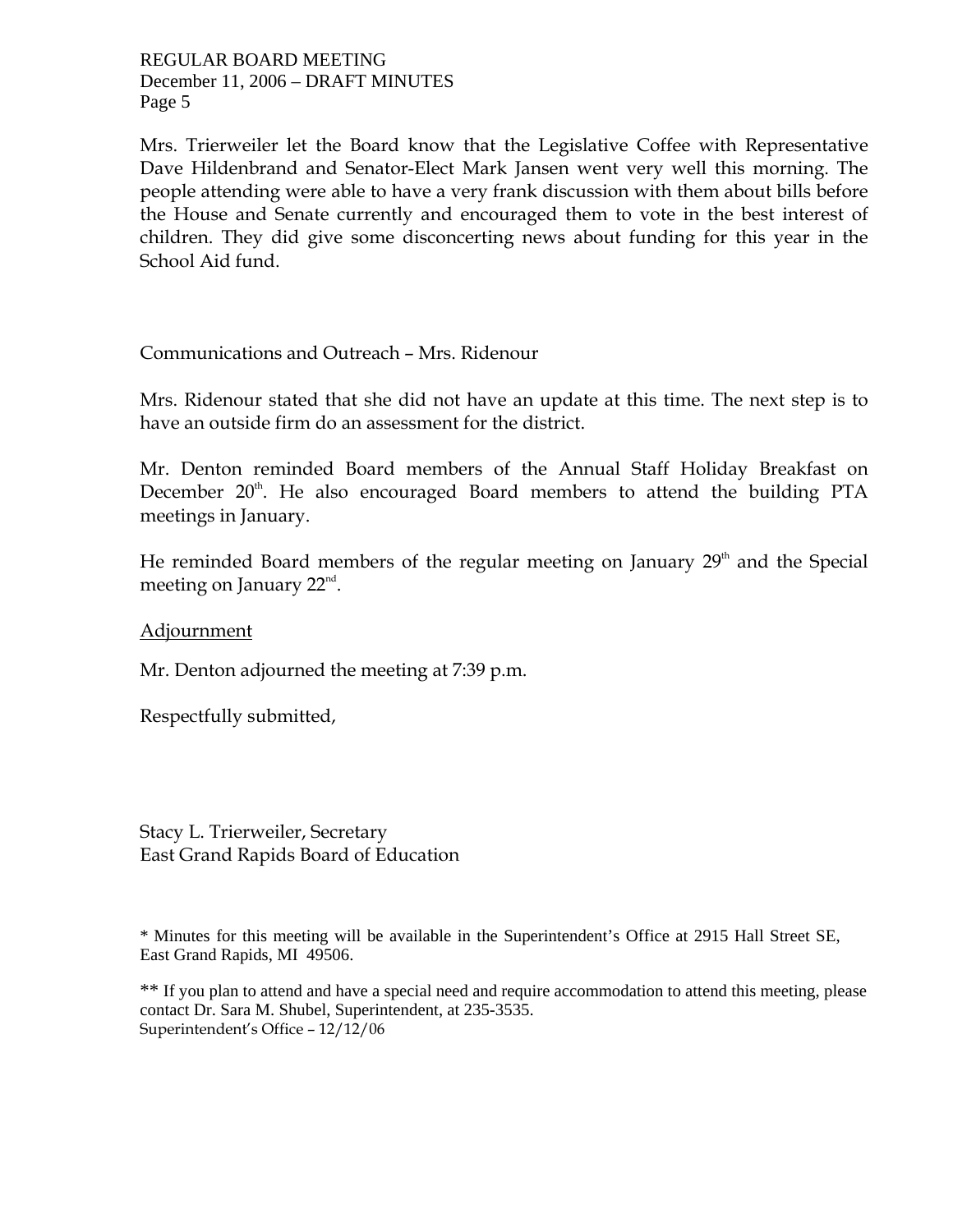Mrs. Trierweiler let the Board know that the Legislative Coffee with Representative Dave Hildenbrand and Senator-Elect Mark Jansen went very well this morning. The people attending were able to have a very frank discussion with them about bills before the House and Senate currently and encouraged them to vote in the best interest of children. They did give some disconcerting news about funding for this year in the School Aid fund.

Communications and Outreach – Mrs. Ridenour

Mrs. Ridenour stated that she did not have an update at this time. The next step is to have an outside firm do an assessment for the district.

Mr. Denton reminded Board members of the Annual Staff Holiday Breakfast on December 20th. He also encouraged Board members to attend the building PTA meetings in January.

He reminded Board members of the regular meeting on January 29th and the Special meeting on January 22nd.

<u>Adjournment</u>

Mr. Denton adjourned the meeting at 7:39 p.m.

Respectfully submitted,

Stacy L. Trierweiler, Secretary
East Grand Rapids Board of Education

* Minutes for this meeting will be available in the Superintendent's Office at 2915 Hall Street SE, East Grand Rapids, MI 49506.

** If you plan to attend and have a special need and require accommodation to attend this meeting, please contact Dr. Sara M. Shubel, Superintendent, at 235-3535.
Superintendent's Office – 12/12/06